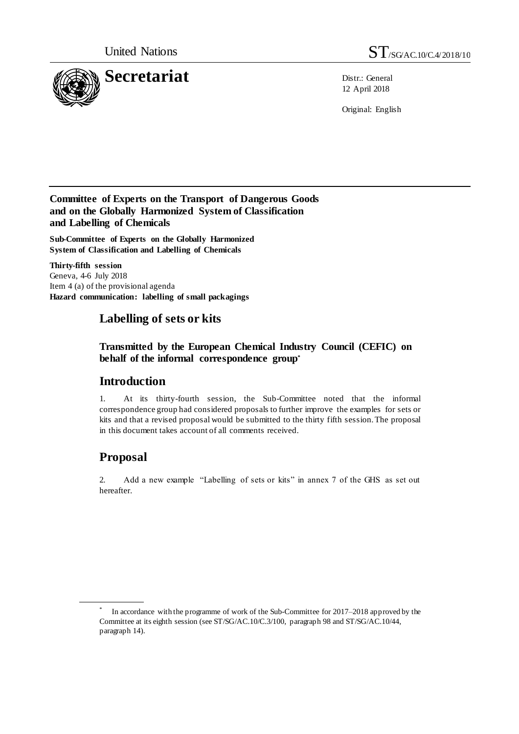United Nations

ST/SG/AC.10/C.4/2018/10

# Secretariat

Distr.: General
12 April 2018

Original: English

**Committee of Experts on the Transport of Dangerous Goods and on the Globally Harmonized System of Classification and Labelling of Chemicals**

**Sub-Committee of Experts on the Globally Harmonized System of Classification and Labelling of Chemicals**

**Thirty-fifth session**
Geneva, 4-6 July 2018
Item 4 (a) of the provisional agenda
**Hazard communication: labelling of small packagings**

## Labelling of sets or kits

### Transmitted by the European Chemical Industry Council (CEFIC) on behalf of the informal correspondence group*

## Introduction

1. At its thirty-fourth session, the Sub-Committee noted that the informal correspondence group had considered proposals to further improve the examples for sets or kits and that a revised proposal would be submitted to the thirty fifth session. The proposal in this document takes account of all comments received.

## Proposal

2. Add a new example "Labelling of sets or kits" in annex 7 of the GHS as set out hereafter.

---

* In accordance with the programme of work of the Sub-Committee for 2017–2018 approved by the Committee at its eighth session (see ST/SG/AC.10/C.3/100, paragraph 98 and ST/SG/AC.10/44, paragraph 14).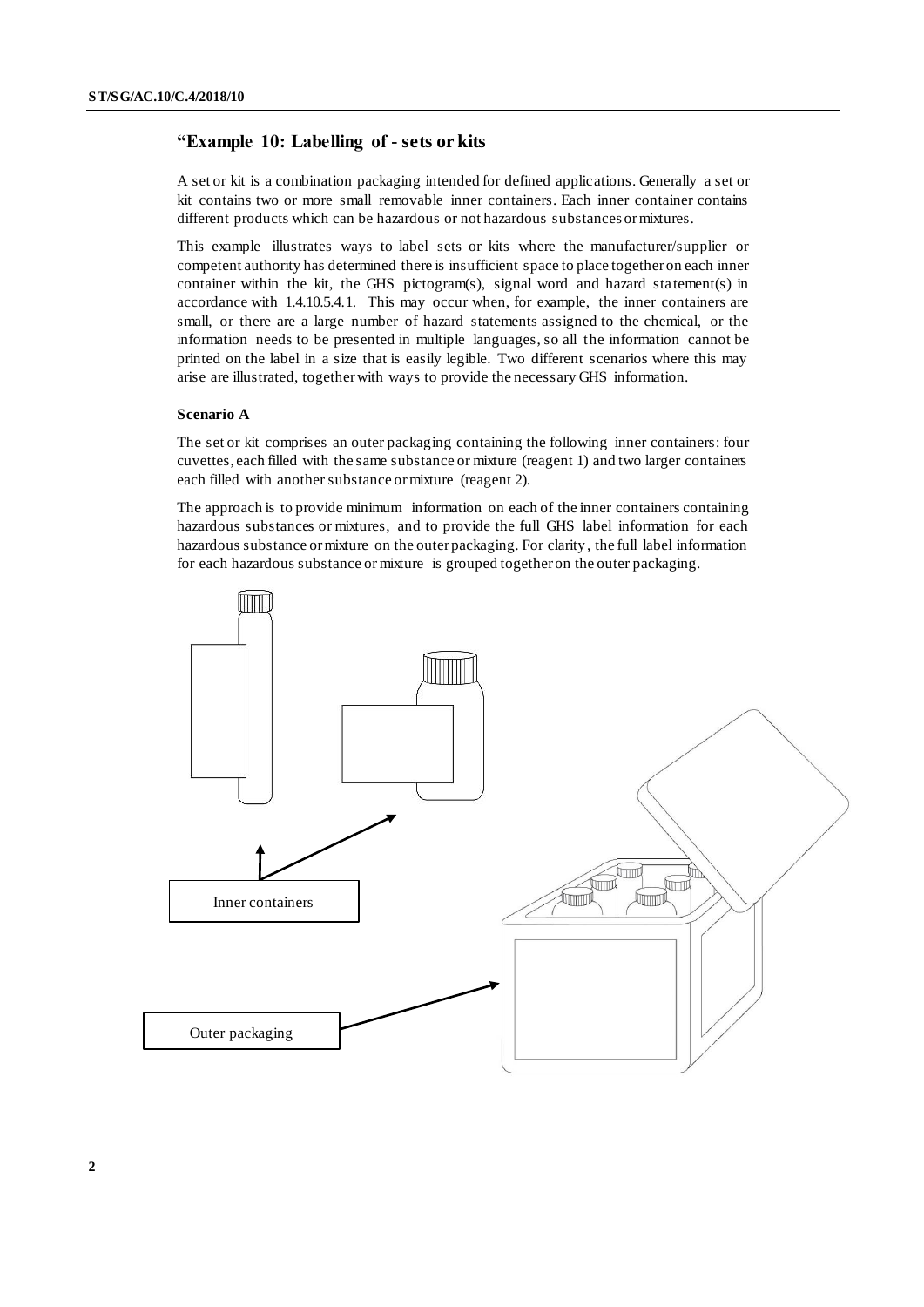## "Example 10: Labelling of - sets or kits

A set or kit is a combination packaging intended for defined applications. Generally a set or kit contains two or more small removable inner containers. Each inner container contains different products which can be hazardous or not hazardous substances or mixtures.

This example illustrates ways to label sets or kits where the manufacturer/supplier or competent authority has determined there is insufficient space to place together on each inner container within the kit, the GHS pictogram(s), signal word and hazard statement(s) in accordance with 1.4.10.5.4.1. This may occur when, for example, the inner containers are small, or there are a large number of hazard statements assigned to the chemical, or the information needs to be presented in multiple languages, so all the information cannot be printed on the label in a size that is easily legible. Two different scenarios where this may arise are illustrated, together with ways to provide the necessary GHS information.

**Scenario A**

The set or kit comprises an outer packaging containing the following inner containers: four cuvettes, each filled with the same substance or mixture (reagent 1) and two larger containers each filled with another substance or mixture (reagent 2).

The approach is to provide minimum information on each of the inner containers containing hazardous substances or mixtures, and to provide the full GHS label information for each hazardous substance or mixture on the outer packaging. For clarity, the full label information for each hazardous substance or mixture is grouped together on the outer packaging.

Inner containers

Outer packaging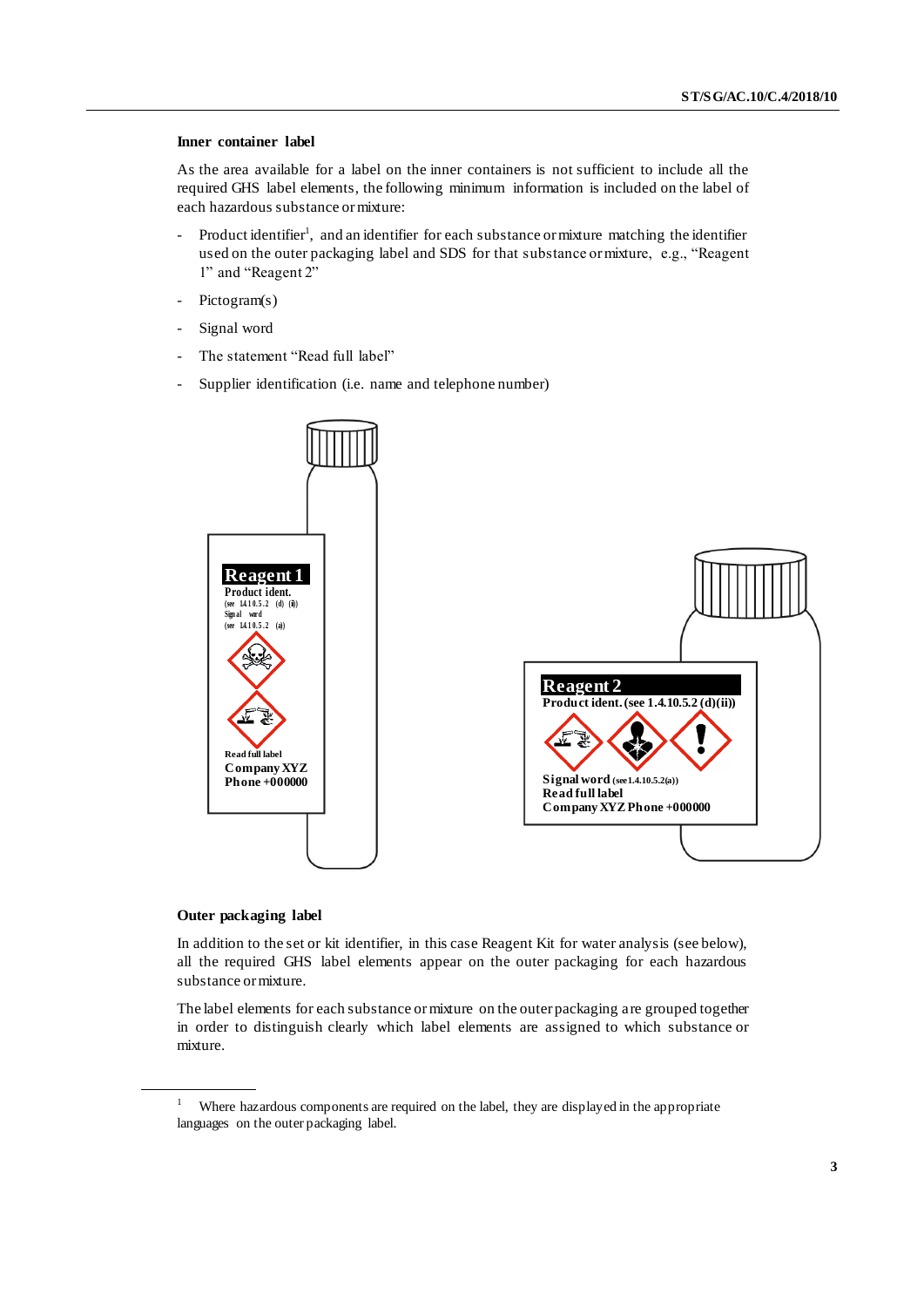**Inner container label**

As the area available for a label on the inner containers is not sufficient to include all the required GHS label elements, the following minimum information is included on the label of each hazardous substance or mixture:

- Product identifier[1], and an identifier for each substance or mixture matching the identifier used on the outer packaging label and SDS for that substance or mixture, e.g., "Reagent 1" and "Reagent 2"
- Pictogram(s)
- Signal word
- The statement "Read full label"
- Supplier identification (i.e. name and telephone number)

**Outer packaging label**

In addition to the set or kit identifier, in this case Reagent Kit for water analysis (see below), all the required GHS label elements appear on the outer packaging for each hazardous substance or mixture.

The label elements for each substance or mixture on the outer packaging are grouped together in order to distinguish clearly which label elements are assigned to which substance or mixture.

---

[1] Where hazardous components are required on the label, they are displayed in the appropriate languages on the outer packaging label.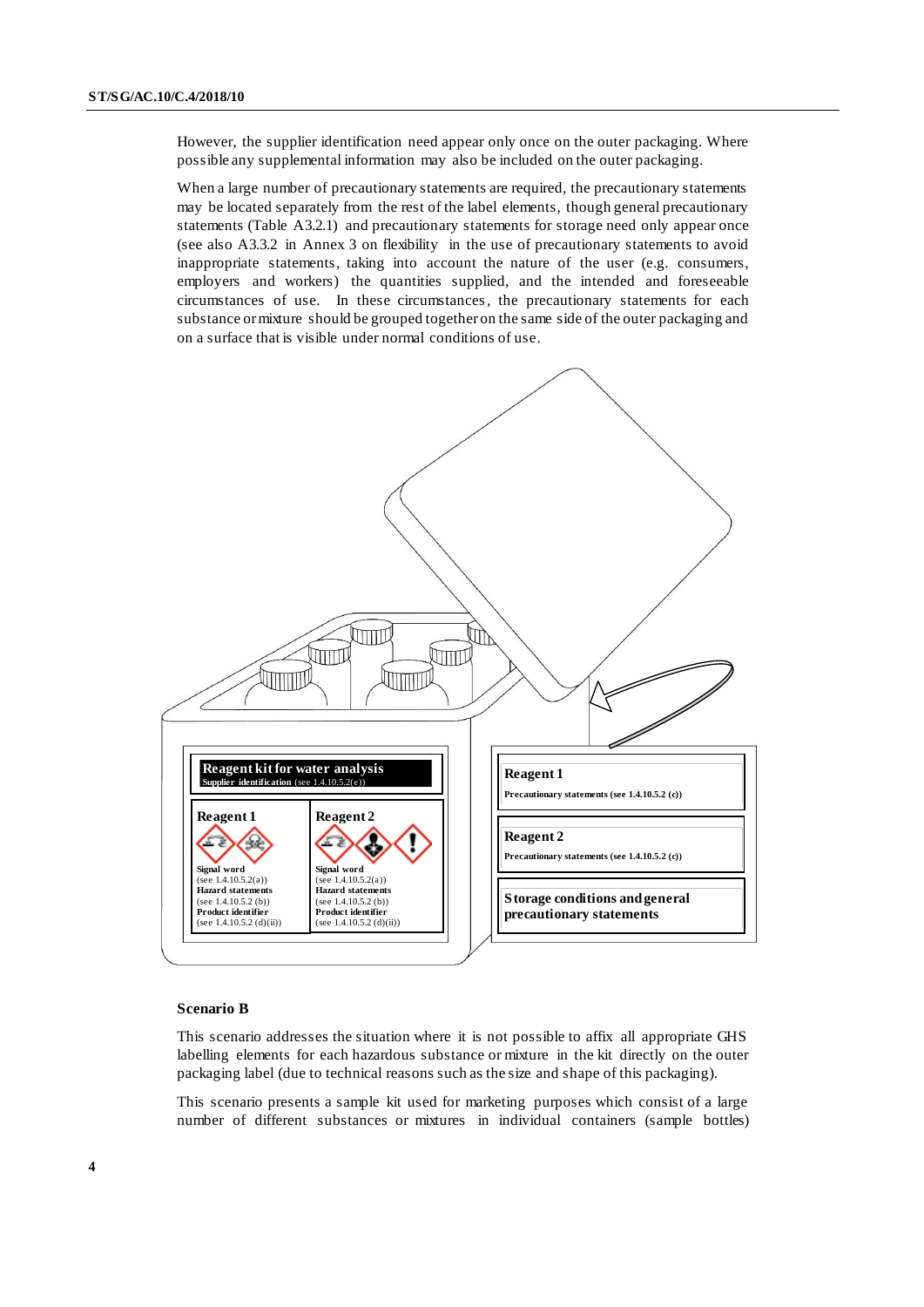However, the supplier identification need appear only once on the outer packaging. Where possible any supplemental information may also be included on the outer packaging.

When a large number of precautionary statements are required, the precautionary statements may be located separately from the rest of the label elements, though general precautionary statements (Table A3.2.1) and precautionary statements for storage need only appear once (see also A3.3.2 in Annex 3 on flexibility in the use of precautionary statements to avoid inappropriate statements, taking into account the nature of the user (e.g. consumers, employers and workers) the quantities supplied, and the intended and foreseeable circumstances of use. In these circumstances, the precautionary statements for each substance or mixture should be grouped together on the same side of the outer packaging and on a surface that is visible under normal conditions of use.

**Reagent kit for water analysis**
**Supplier identification** (see 1.4.10.5.2(e))

**Reagent 1**
**Signal word** (see 1.4.10.5.2(a))
**Hazard statements** (see 1.4.10.5.2 (b))
**Product identifier** (see 1.4.10.5.2 (d)(ii))

**Reagent 2**
**Signal word** (see 1.4.10.5.2(a))
**Hazard statements** (see 1.4.10.5.2 (b))
**Product identifier** (see 1.4.10.5.2 (d)(ii))

**Reagent 1**
**Precautionary statements (see 1.4.10.5.2 (c))**

**Reagent 2**
**Precautionary statements (see 1.4.10.5.2 (c))**

**Storage conditions and general precautionary statements**

**Scenario B**

This scenario addresses the situation where it is not possible to affix all appropriate GHS labelling elements for each hazardous substance or mixture in the kit directly on the outer packaging label (due to technical reasons such as the size and shape of this packaging).

This scenario presents a sample kit used for marketing purposes which consist of a large number of different substances or mixtures in individual containers (sample bottles)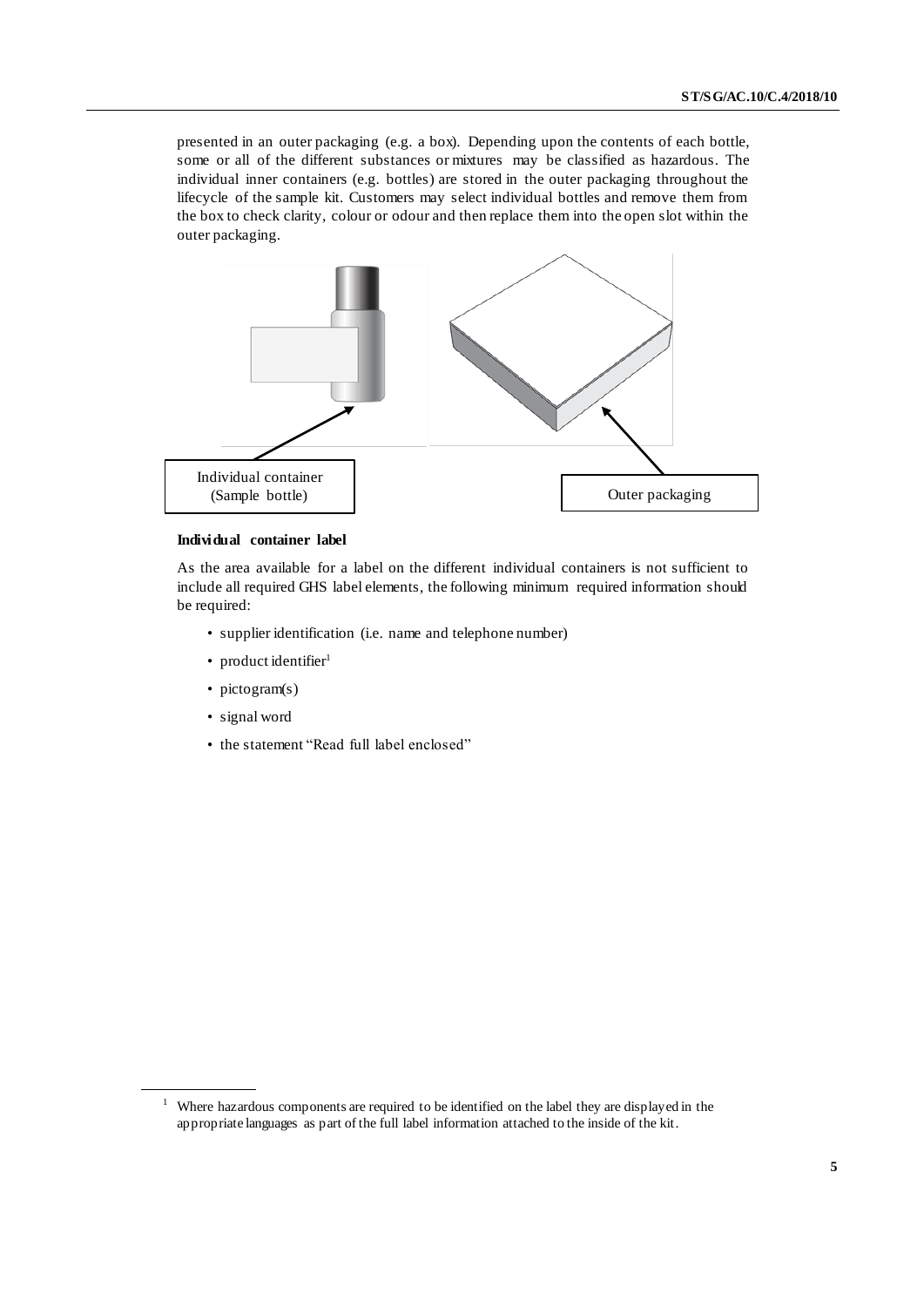presented in an outer packaging (e.g. a box). Depending upon the contents of each bottle, some or all of the different substances or mixtures may be classified as hazardous. The individual inner containers (e.g. bottles) are stored in the outer packaging throughout the lifecycle of the sample kit. Customers may select individual bottles and remove them from the box to check clarity, colour or odour and then replace them into the open slot within the outer packaging.

Individual container (Sample bottle)

Outer packaging

**Individual container label**

As the area available for a label on the different individual containers is not sufficient to include all required GHS label elements, the following minimum required information should be required:

- supplier identification (i.e. name and telephone number)
- product identifier[1]
- pictogram(s)
- signal word
- the statement "Read full label enclosed"

[1] Where hazardous components are required to be identified on the label they are displayed in the appropriate languages as part of the full label information attached to the inside of the kit.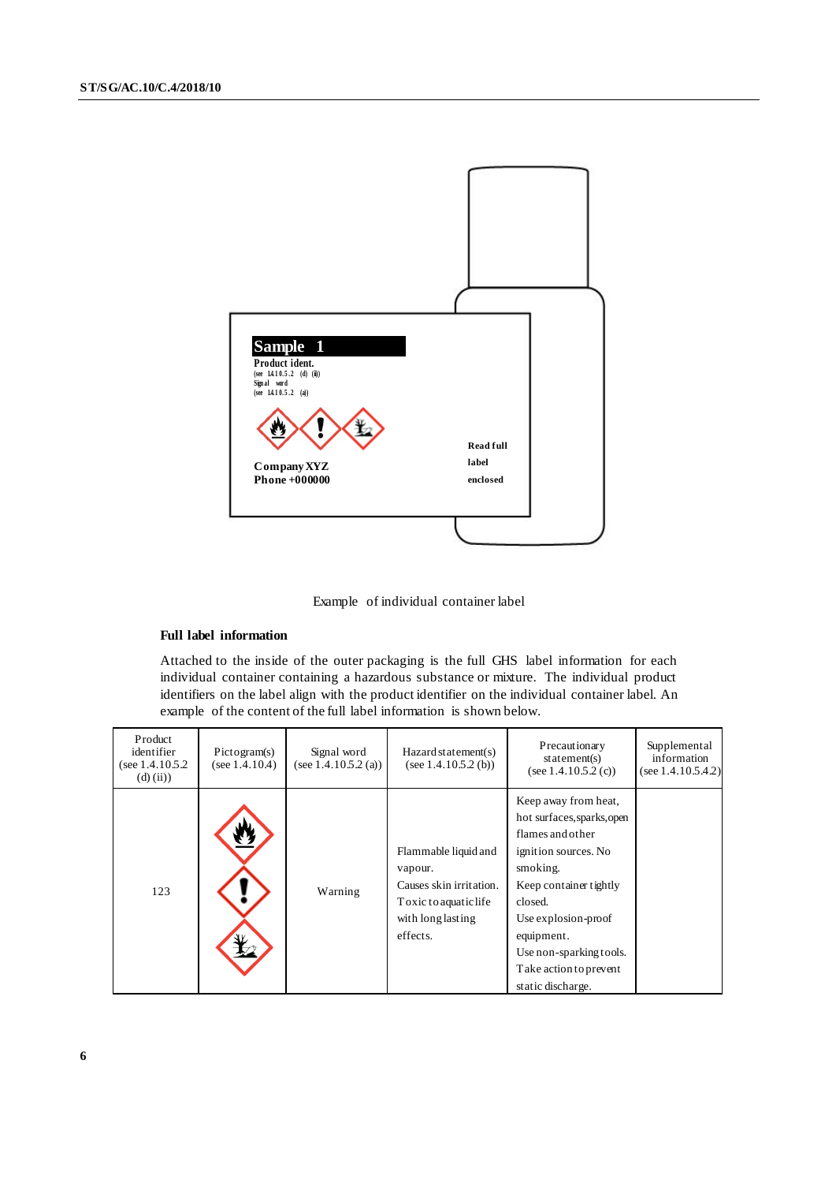Sample 1

Product ident.
(see 1.4.10.5.2 (d) (ii))
Signal word
(see 1.4.10.5.2 (a))

Company XYZ
Phone +000000

Read full label enclosed

Example of individual container label

**Full label information**

Attached to the inside of the outer packaging is the full GHS label information for each individual container containing a hazardous substance or mixture. The individual product identifiers on the label align with the product identifier on the individual container label. An example of the content of the full label information is shown below.

| Product identifier (see 1.4.10.5.2 (d) (ii)) | Pictogram(s) (see 1.4.10.4) | Signal word (see 1.4.10.5.2 (a)) | Hazard statement(s) (see 1.4.10.5.2 (b)) | Precautionary statement(s) (see 1.4.10.5.2 (c)) | Supplemental information (see 1.4.10.5.4.2) |
|---|---|---|---|---|---|
| 123 | | Warning | Flammable liquid and vapour. Causes skin irritation. Toxic to aquatic life with long lasting effects. | Keep away from heat, hot surfaces, sparks, open flames and other ignition sources. No smoking. Keep container tightly closed. Use explosion-proof equipment. Use non-sparking tools. Take action to prevent static discharge. | |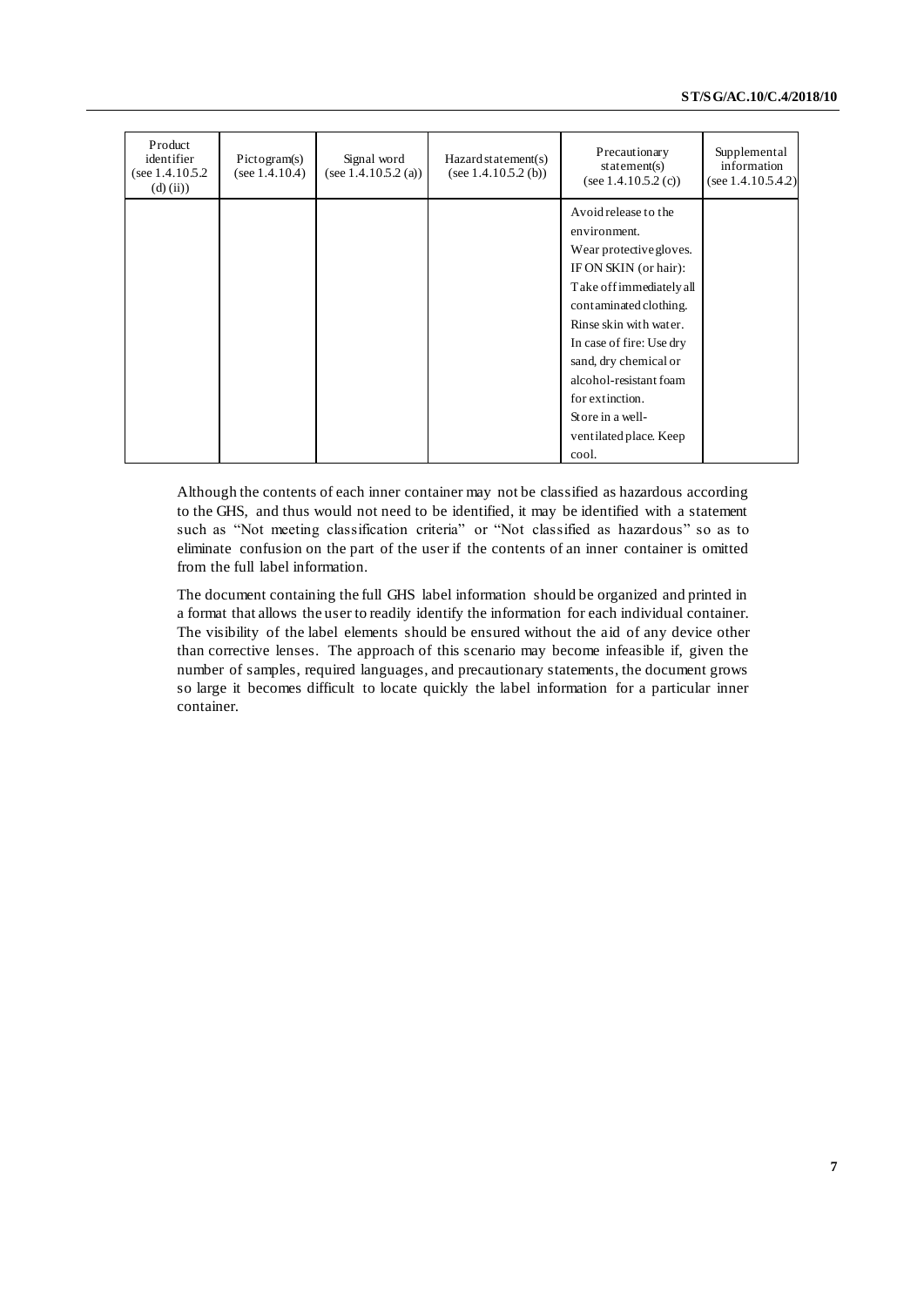| Product identifier (see 1.4.10.5.2 (d) (ii)) | Pictogram(s) (see 1.4.10.4) | Signal word (see 1.4.10.5.2 (a)) | Hazard statement(s) (see 1.4.10.5.2 (b)) | Precautionary statement(s) (see 1.4.10.5.2 (c)) | Supplemental information (see 1.4.10.5.4.2) |
|---|---|---|---|---|---|
| | | | | Avoid release to the environment. Wear protective gloves. IF ON SKIN (or hair): Take off immediately all contaminated clothing. Rinse skin with water. In case of fire: Use dry sand, dry chemical or alcohol-resistant foam for extinction. Store in a well-ventilated place. Keep cool. | |

Although the contents of each inner container may not be classified as hazardous according to the GHS, and thus would not need to be identified, it may be identified with a statement such as "Not meeting classification criteria" or "Not classified as hazardous" so as to eliminate confusion on the part of the user if the contents of an inner container is omitted from the full label information.

The document containing the full GHS label information should be organized and printed in a format that allows the user to readily identify the information for each individual container. The visibility of the label elements should be ensured without the aid of any device other than corrective lenses. The approach of this scenario may become infeasible if, given the number of samples, required languages, and precautionary statements, the document grows so large it becomes difficult to locate quickly the label information for a particular inner container.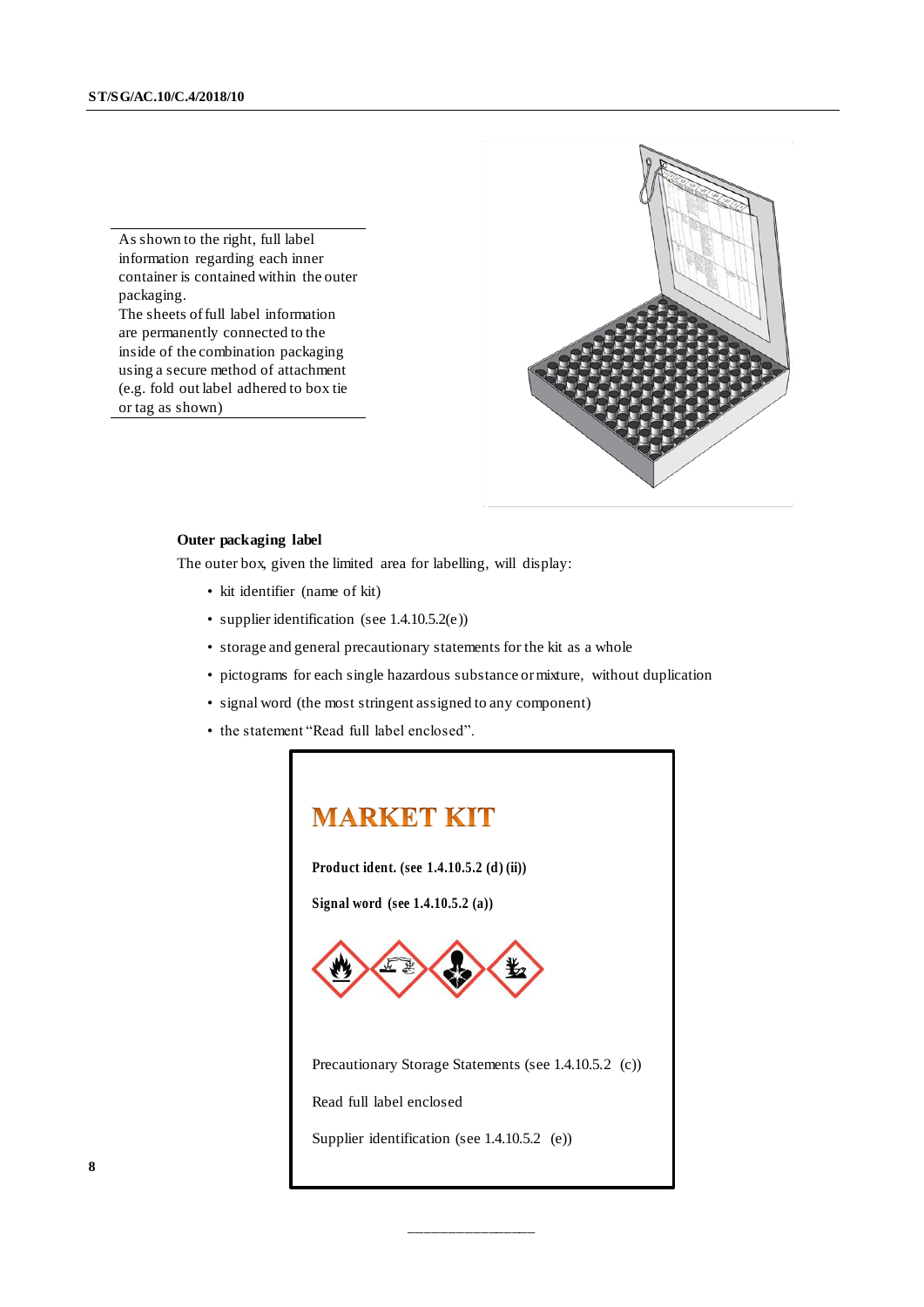As shown to the right, full label information regarding each inner container is contained within the outer packaging.
The sheets of full label information are permanently connected to the inside of the combination packaging using a secure method of attachment (e.g. fold out label adhered to box tie or tag as shown)

**Outer packaging label**

The outer box, given the limited area for labelling, will display:

- kit identifier (name of kit)
- supplier identification (see 1.4.10.5.2(e))
- storage and general precautionary statements for the kit as a whole
- pictograms for each single hazardous substance or mixture, without duplication
- signal word (the most stringent assigned to any component)
- the statement "Read full label enclosed".

**MARKET KIT**

**Product ident. (see 1.4.10.5.2 (d) (ii))**

**Signal word (see 1.4.10.5.2 (a))**

Precautionary Storage Statements (see 1.4.10.5.2 (c))

Read full label enclosed

Supplier identification (see 1.4.10.5.2 (e))